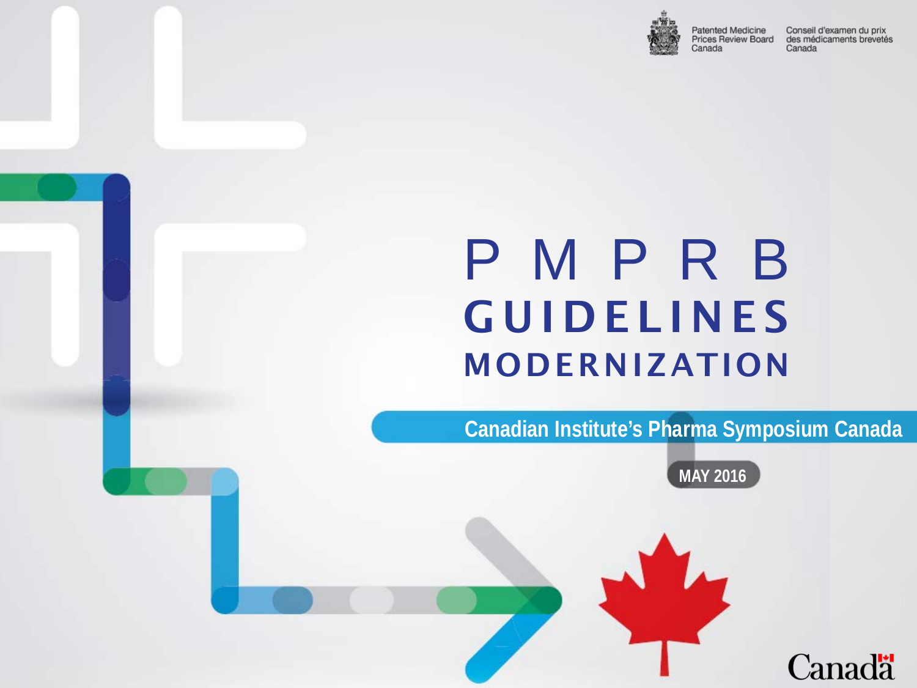Patented Medicine Prices Review Board Canada

Conseil d'examen du prix des médicaments brevetés Canada

# PMPRB GUIDELINES MODERNIZATION

**Canadian Institute's Pharma Symposium Canada**

**MAY 2016**

Canada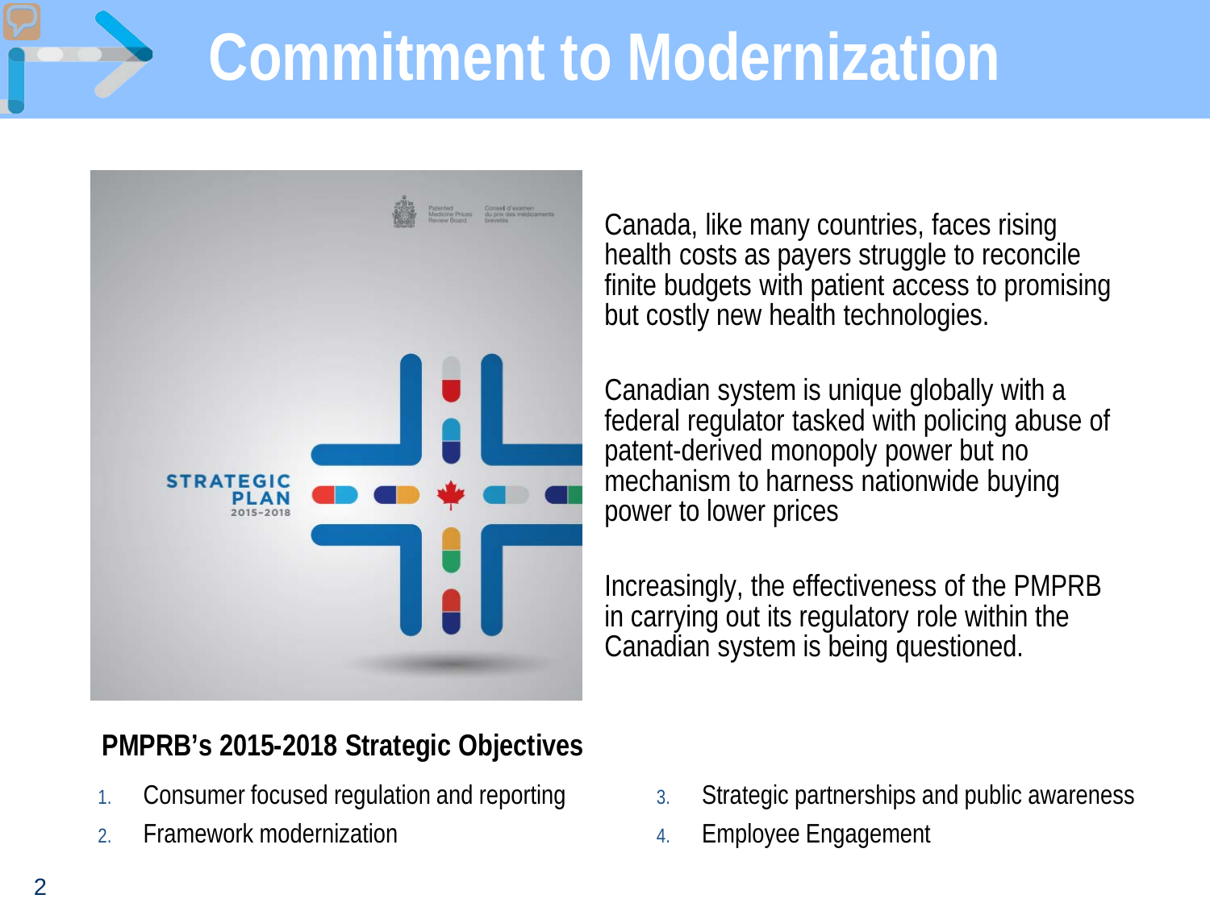# Commitment to Modernization

Canada, like many countries, faces rising health costs as payers struggle to reconcile finite budgets with patient access to promising but costly new health technologies.

Canadian system is unique globally with a federal regulator tasked with policing abuse of patent-derived monopoly power but no mechanism to harness nationwide buying power to lower prices

Increasingly, the effectiveness of the PMPRB in carrying out its regulatory role within the Canadian system is being questioned.

**PMPRB's 2015-2018 Strategic Objectives**

1. Consumer focused regulation and reporting
2. Framework modernization
3. Strategic partnerships and public awareness
4. Employee Engagement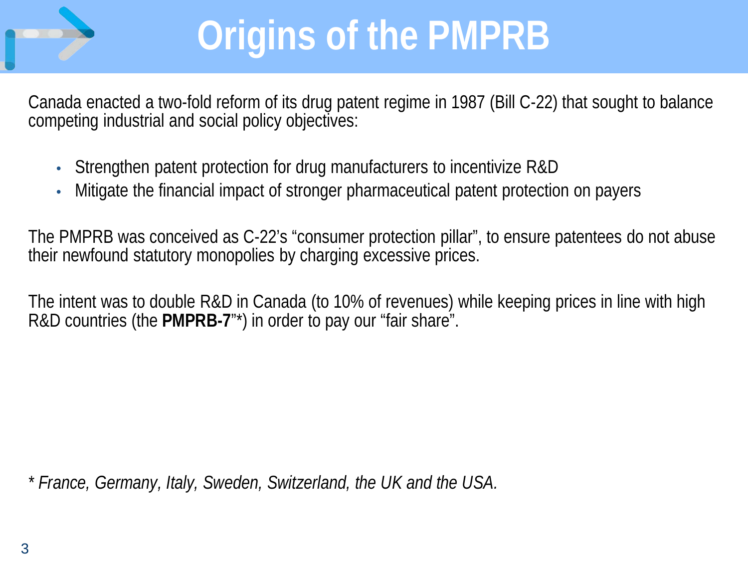# Origins of the PMPRB

Canada enacted a two-fold reform of its drug patent regime in 1987 (Bill C-22) that sought to balance competing industrial and social policy objectives:

- Strengthen patent protection for drug manufacturers to incentivize R&D
- Mitigate the financial impact of stronger pharmaceutical patent protection on payers

The PMPRB was conceived as C-22's "consumer protection pillar", to ensure patentees do not abuse their newfound statutory monopolies by charging excessive prices.

The intent was to double R&D in Canada (to 10% of revenues) while keeping prices in line with high R&D countries (the **PMPRB-7**"*) in order to pay our "fair share".

*\* France, Germany, Italy, Sweden, Switzerland, the UK and the USA.*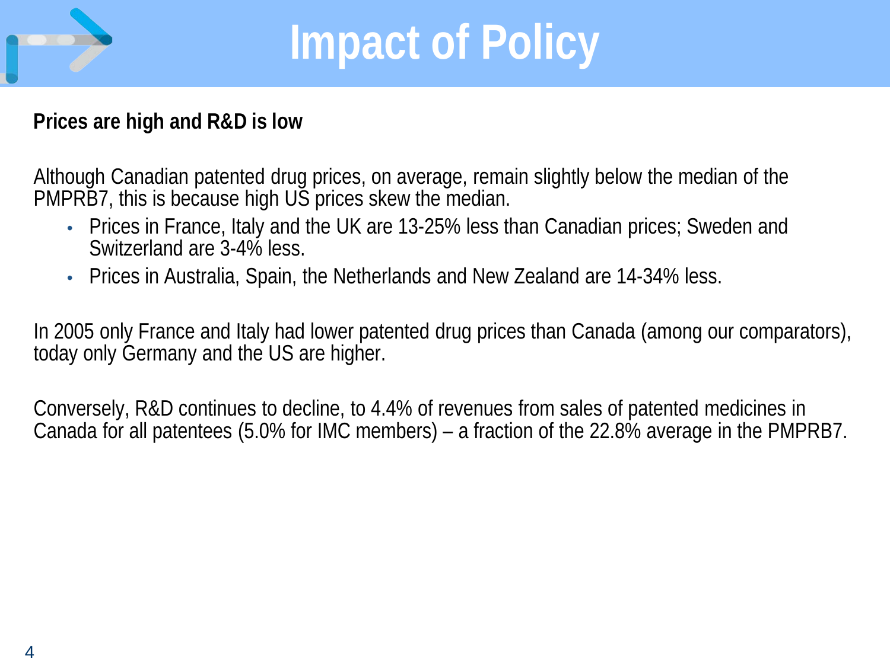# Impact of Policy

**Prices are high and R&D is low**

Although Canadian patented drug prices, on average, remain slightly below the median of the PMPRB7, this is because high US prices skew the median.

- Prices in France, Italy and the UK are 13-25% less than Canadian prices; Sweden and Switzerland are 3-4% less.
- Prices in Australia, Spain, the Netherlands and New Zealand are 14-34% less.

In 2005 only France and Italy had lower patented drug prices than Canada (among our comparators), today only Germany and the US are higher.

Conversely, R&D continues to decline, to 4.4% of revenues from sales of patented medicines in Canada for all patentees (5.0% for IMC members) – a fraction of the 22.8% average in the PMPRB7.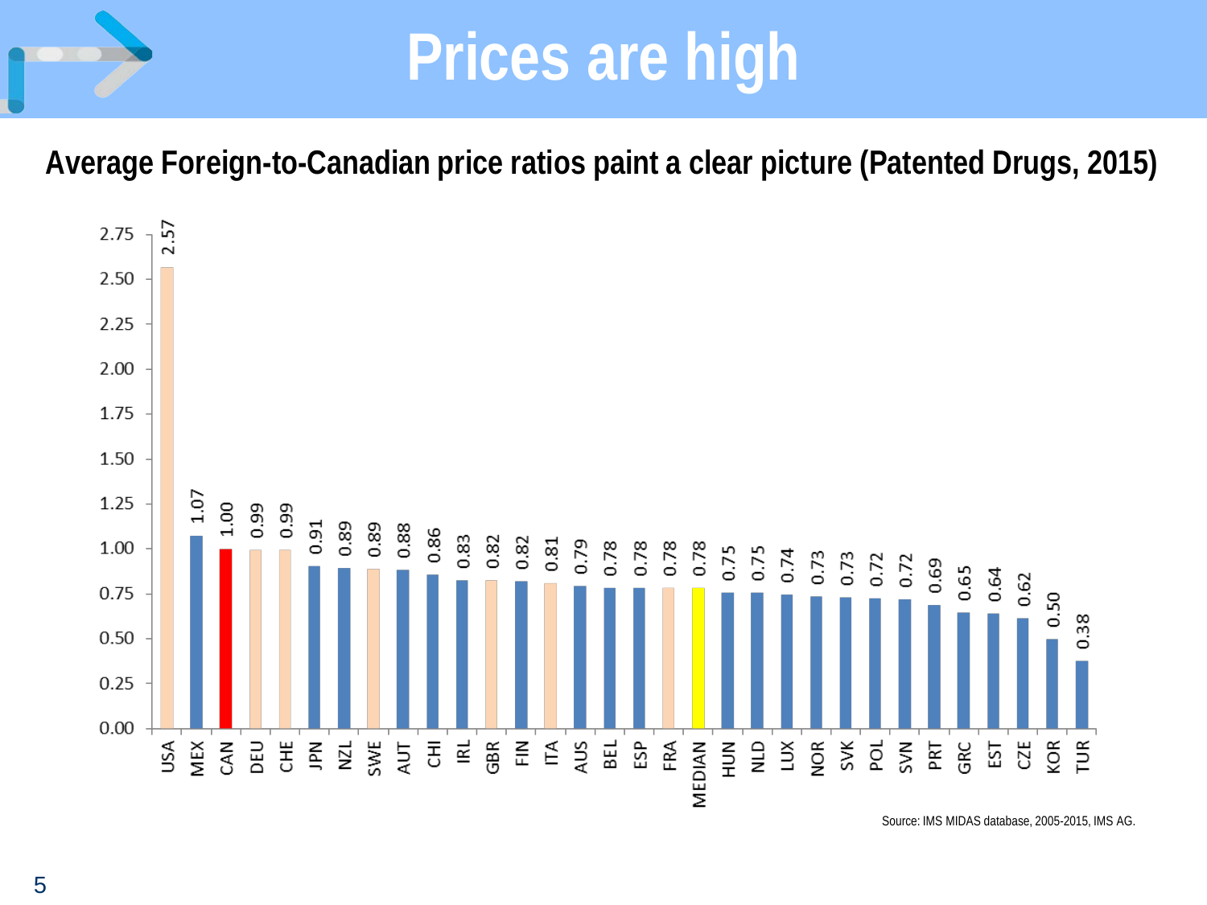# Prices are high

**Average Foreign-to-Canadian price ratios paint a clear picture (Patented Drugs, 2015)**

| Country | Ratio |
|---|---|
| USA | 2.57 |
| MEX | 1.07 |
| CAN | 1.00 |
| DEU | 0.99 |
| CHE | 0.99 |
| JPN | 0.91 |
| NZL | 0.89 |
| SWE | 0.89 |
| AUT | 0.88 |
| CHI | 0.86 |
| IRL | 0.83 |
| GBR | 0.82 |
| FIN | 0.82 |
| ITA | 0.81 |
| AUS | 0.79 |
| BEL | 0.78 |
| ESP | 0.78 |
| FRA | 0.78 |
| MEDIAN | 0.78 |
| HUN | 0.75 |
| NLD | 0.75 |
| LUX | 0.74 |
| NOR | 0.73 |
| SVK | 0.73 |
| POL | 0.72 |
| SVN | 0.72 |
| PRT | 0.69 |
| GRC | 0.65 |
| EST | 0.64 |
| CZE | 0.62 |
| KOR | 0.50 |
| TUR | 0.38 |

Source: IMS MIDAS database, 2005-2015, IMS AG.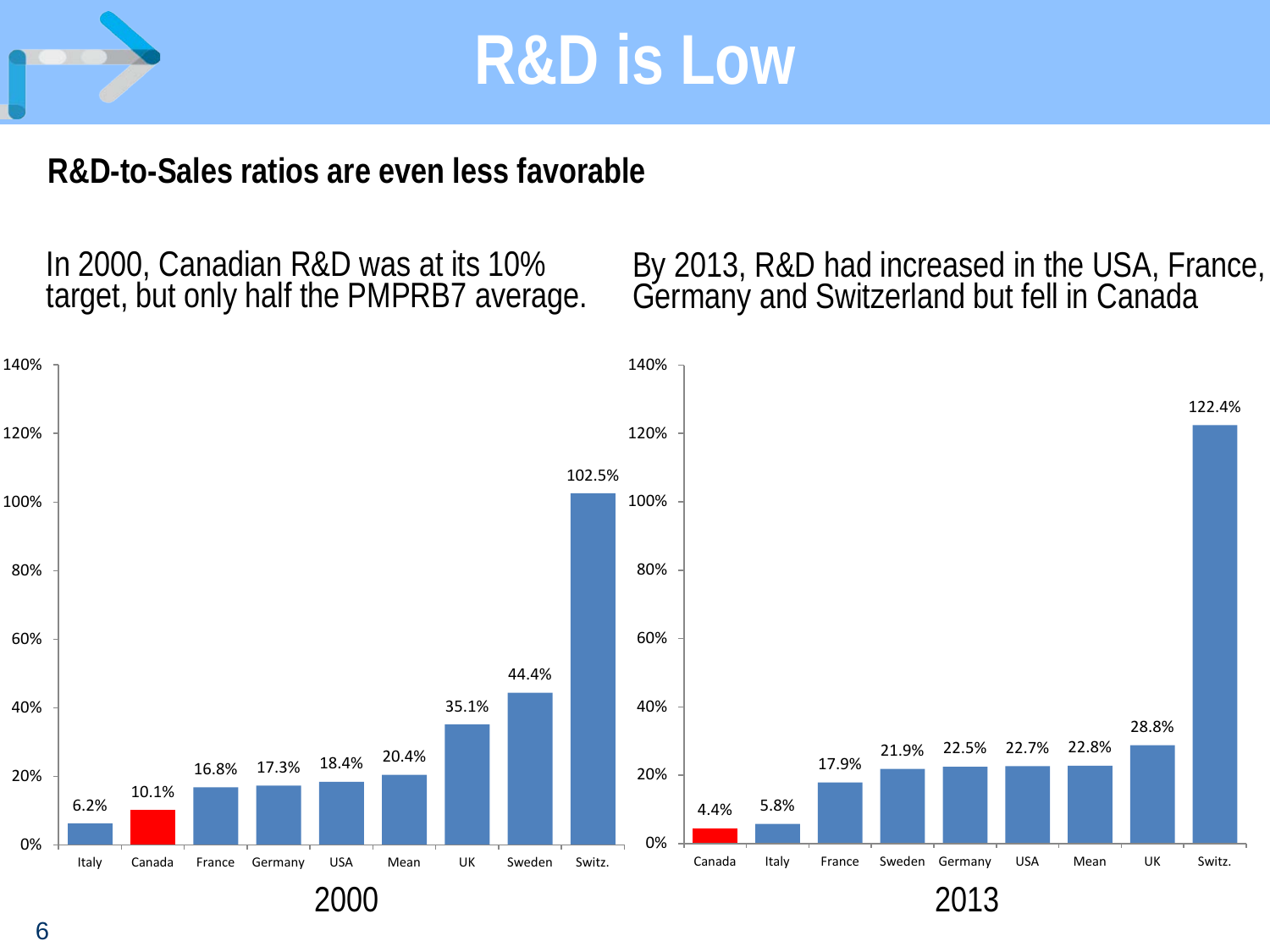# R&D is Low

## R&D-to-Sales ratios are even less favorable

In 2000, Canadian R&D was at its 10% target, but only half the PMPRB7 average.

By 2013, R&D had increased in the USA, France, Germany and Switzerland but fell in Canada

| 2000 | R&D-to-Sales |
| --- | --- |
| Italy | 6.2% |
| Canada | 10.1% |
| France | 16.8% |
| Germany | 17.3% |
| USA | 18.4% |
| Mean | 20.4% |
| UK | 35.1% |
| Sweden | 44.4% |
| Switz. | 102.5% |

| 2013 | R&D-to-Sales |
| --- | --- |
| Canada | 4.4% |
| Italy | 5.8% |
| France | 17.9% |
| Sweden | 21.9% |
| Germany | 22.5% |
| USA | 22.7% |
| Mean | 22.8% |
| UK | 28.8% |
| Switz. | 122.4% |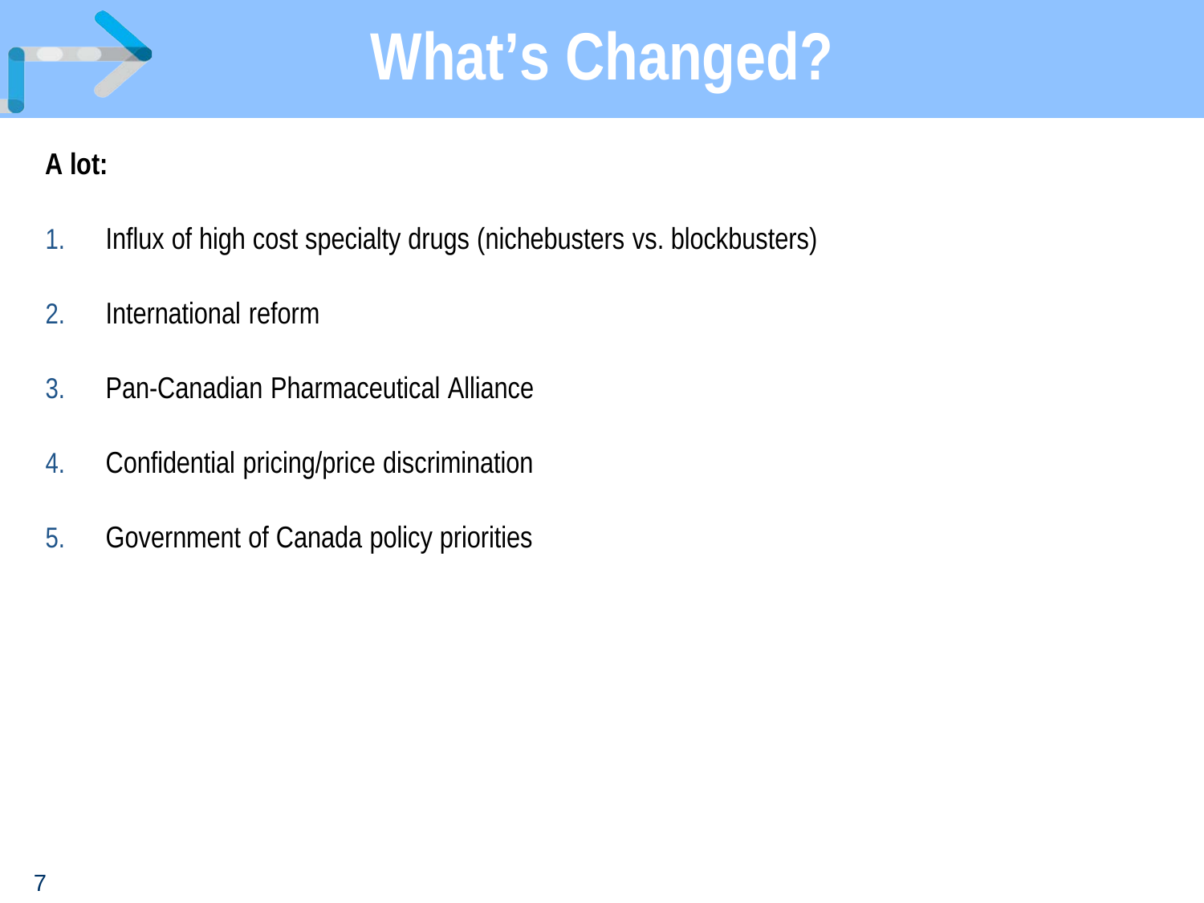# What's Changed?

**A lot:**

1. Influx of high cost specialty drugs (nichebusters vs. blockbusters)
2. International reform
3. Pan-Canadian Pharmaceutical Alliance
4. Confidential pricing/price discrimination
5. Government of Canada policy priorities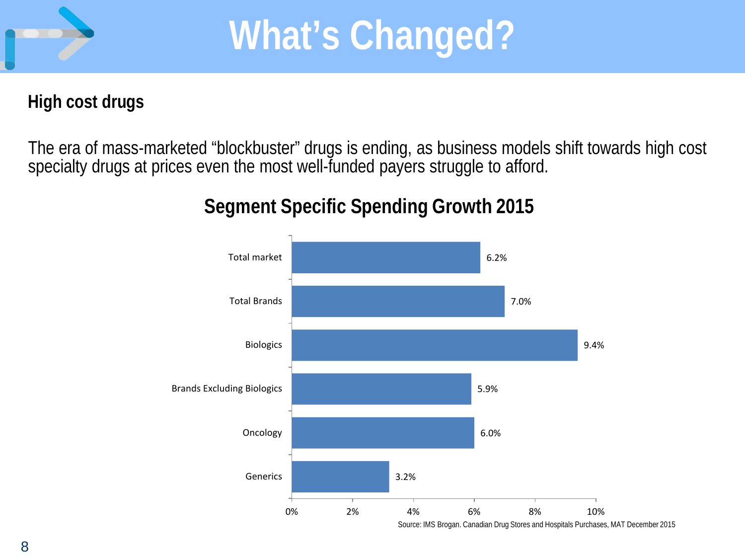# What's Changed?

## High cost drugs

The era of mass-marketed "blockbuster" drugs is ending, as business models shift towards high cost specialty drugs at prices even the most well-funded payers struggle to afford.

### Segment Specific Spending Growth 2015

| Segment | Spending Growth |
|---|---|
| Total market | 6.2% |
| Total Brands | 7.0% |
| Biologics | 9.4% |
| Brands Excluding Biologics | 5.9% |
| Oncology | 6.0% |
| Generics | 3.2% |

Source: IMS Brogan. Canadian Drug Stores and Hospitals Purchases, MAT December 2015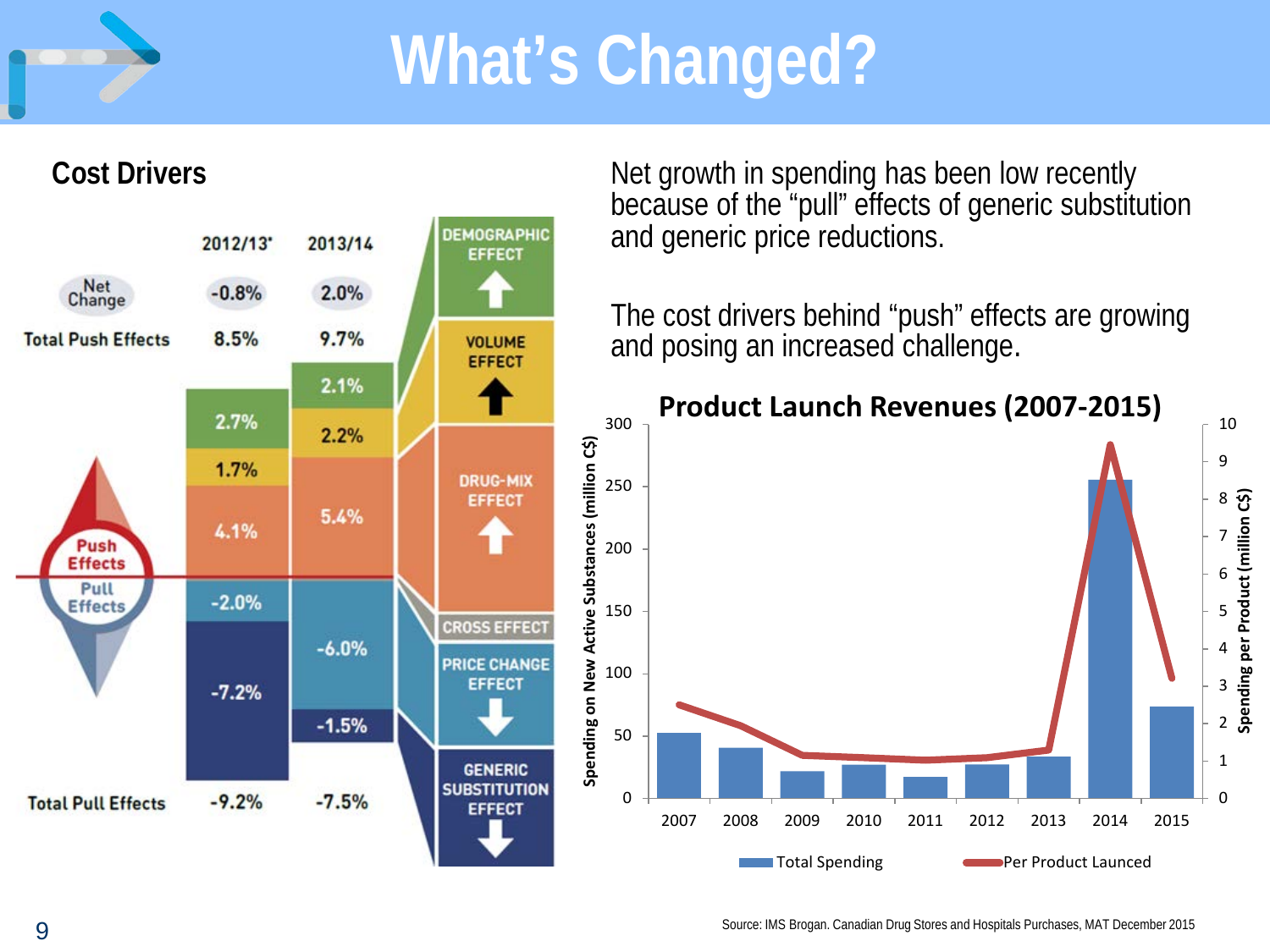# What's Changed?

## Cost Drivers

| | 2012/13* | 2013/14 |
|---|---|---|
| Net Change | -0.8% | 2.0% |
| Total Push Effects | 8.5% | 9.7% |
| Demographic Effect | 2.7% | 2.1% |
| Volume Effect | 1.7% | 2.2% |
| Drug-Mix Effect | 4.1% | 5.4% |
| Price Change Effect | -2.0% | -6.0% |
| Generic Substitution Effect | -7.2% | -1.5% |
| Total Pull Effects | -9.2% | -7.5% |

Net growth in spending has been low recently because of the "pull" effects of generic substitution and generic price reductions.

The cost drivers behind "push" effects are growing and posing an increased challenge.

**Product Launch Revenues (2007-2015)**

Source: IMS Brogan. Canadian Drug Stores and Hospitals Purchases, MAT December 2015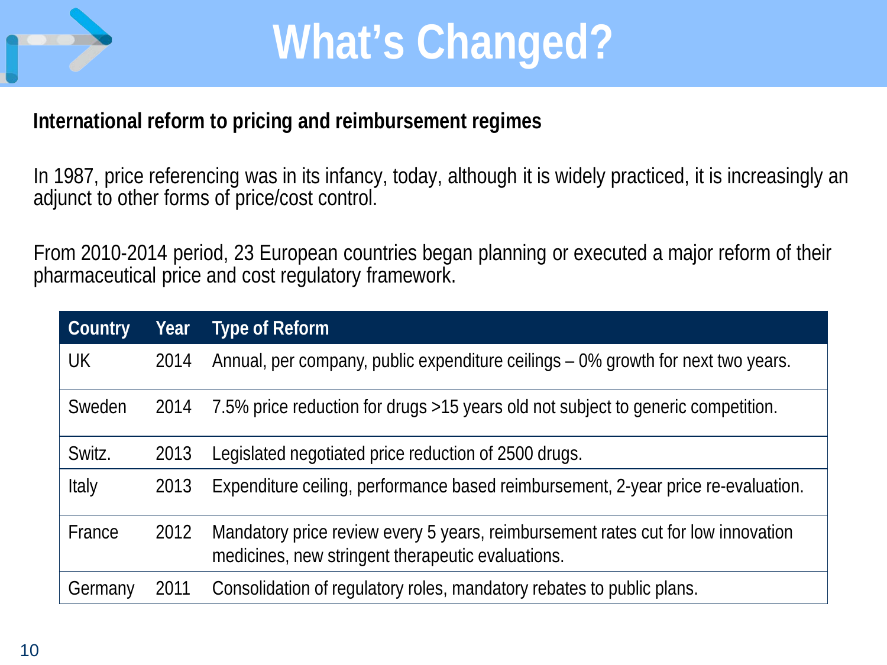# What's Changed?

**International reform to pricing and reimbursement regimes**

In 1987, price referencing was in its infancy, today, although it is widely practiced, it is increasingly an adjunct to other forms of price/cost control.

From 2010-2014 period, 23 European countries began planning or executed a major reform of their pharmaceutical price and cost regulatory framework.

| Country | Year | Type of Reform |
|---|---|---|
| UK | 2014 | Annual, per company, public expenditure ceilings – 0% growth for next two years. |
| Sweden | 2014 | 7.5% price reduction for drugs >15 years old not subject to generic competition. |
| Switz. | 2013 | Legislated negotiated price reduction of 2500 drugs. |
| Italy | 2013 | Expenditure ceiling, performance based reimbursement, 2-year price re-evaluation. |
| France | 2012 | Mandatory price review every 5 years, reimbursement rates cut for low innovation medicines, new stringent therapeutic evaluations. |
| Germany | 2011 | Consolidation of regulatory roles, mandatory rebates to public plans. |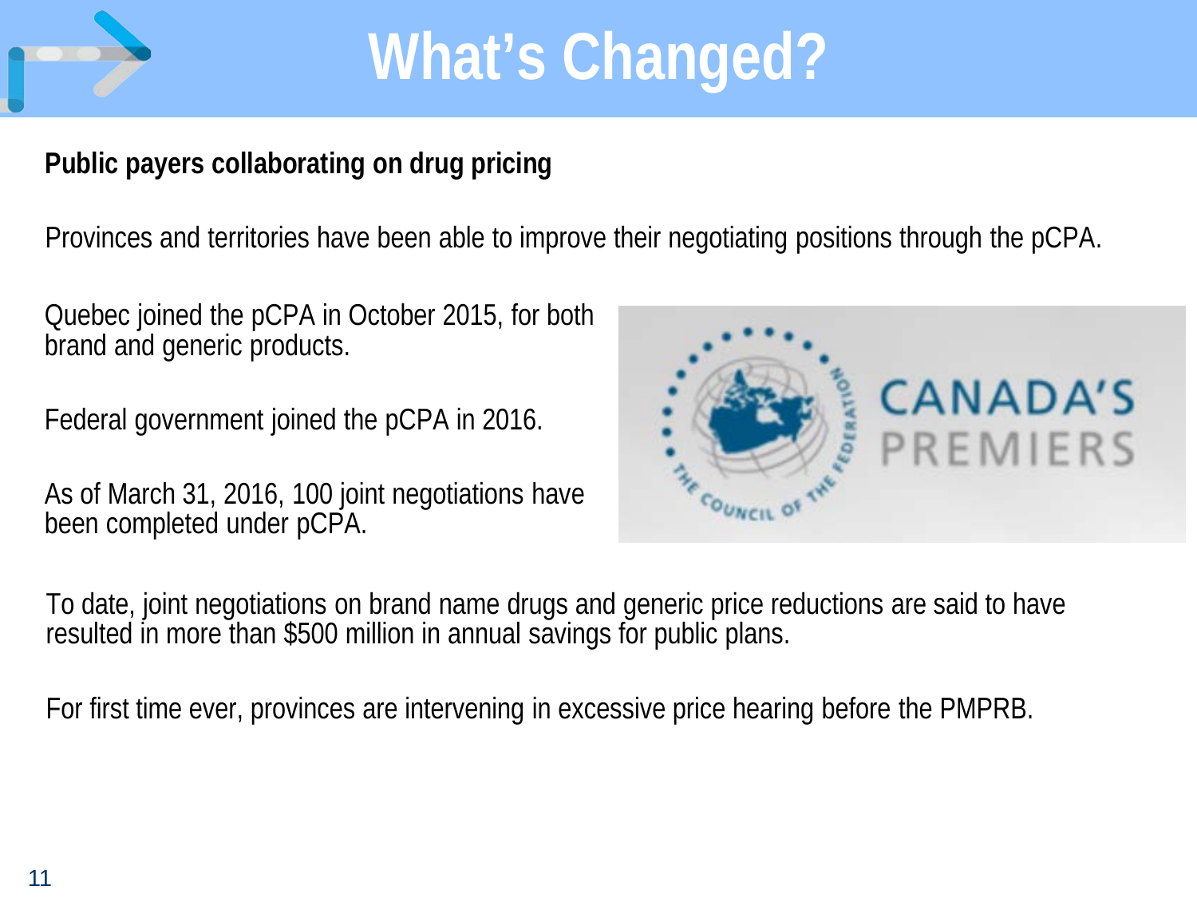# What's Changed?

**Public payers collaborating on drug pricing**

Provinces and territories have been able to improve their negotiating positions through the pCPA.

Quebec joined the pCPA in October 2015, for both brand and generic products.

Federal government joined the pCPA in 2016.

As of March 31, 2016, 100 joint negotiations have been completed under pCPA.

To date, joint negotiations on brand name drugs and generic price reductions are said to have resulted in more than $500 million in annual savings for public plans.

For first time ever, provinces are intervening in excessive price hearing before the PMPRB.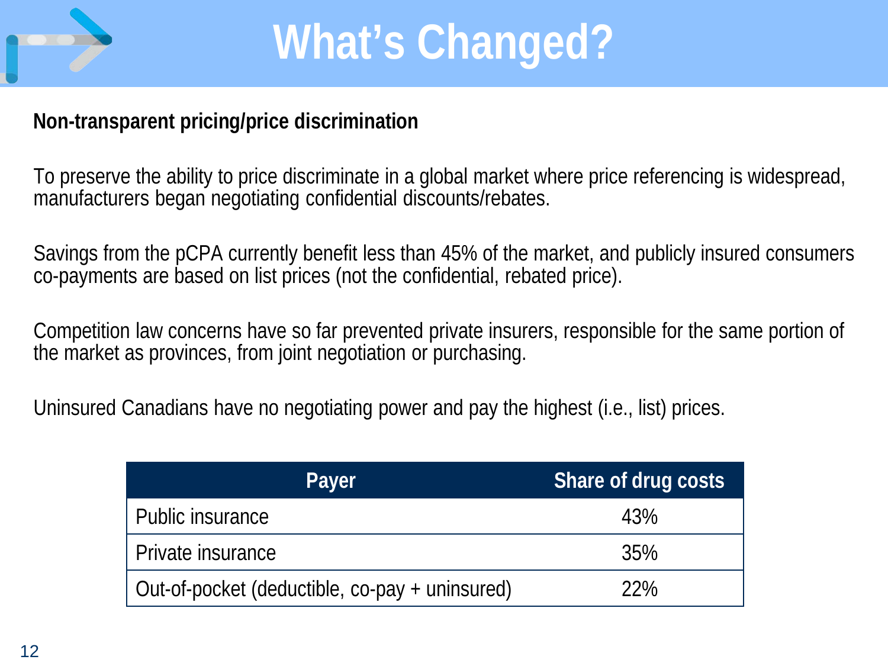# What's Changed?

**Non-transparent pricing/price discrimination**

To preserve the ability to price discriminate in a global market where price referencing is widespread, manufacturers began negotiating confidential discounts/rebates.

Savings from the pCPA currently benefit less than 45% of the market, and publicly insured consumers co-payments are based on list prices (not the confidential, rebated price).

Competition law concerns have so far prevented private insurers, responsible for the same portion of the market as provinces, from joint negotiation or purchasing.

Uninsured Canadians have no negotiating power and pay the highest (i.e., list) prices.

| Payer | Share of drug costs |
|---|---|
| Public insurance | 43% |
| Private insurance | 35% |
| Out-of-pocket (deductible, co-pay + uninsured) | 22% |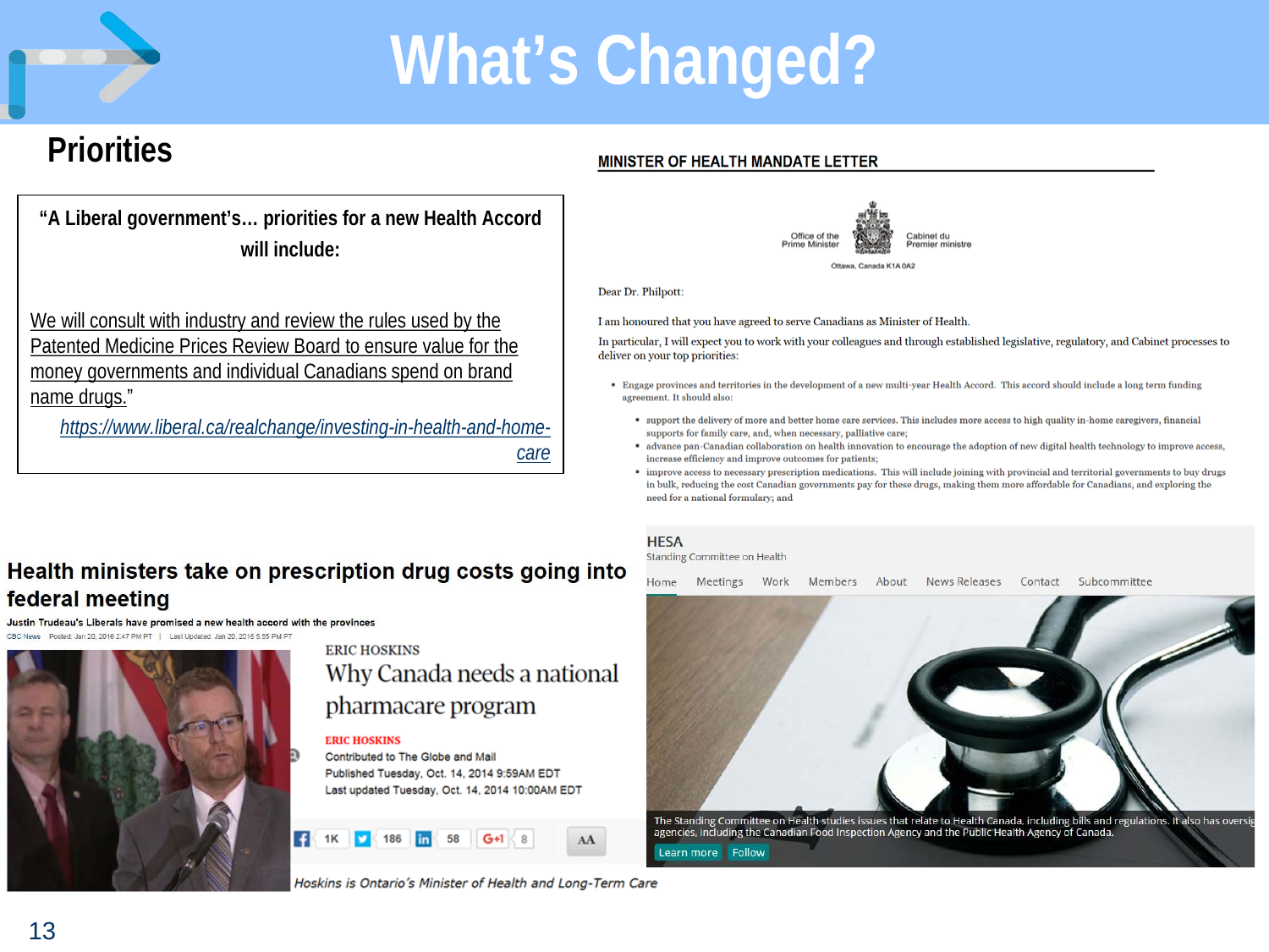# What's Changed?

## Priorities

"A Liberal government's… priorities for a new Health Accord will include:

We will consult with industry and review the rules used by the Patented Medicine Prices Review Board to ensure value for the money governments and individual Canadians spend on brand name drugs."

*https://www.liberal.ca/realchange/investing-in-health-and-home-care*

### MINISTER OF HEALTH MANDATE LETTER

Office of the Prime Minister — Cabinet du Premier ministre

Ottawa, Canada K1A 0A2

Dear Dr. Philpott:

I am honoured that you have agreed to serve Canadians as Minister of Health.

In particular, I will expect you to work with your colleagues and through established legislative, regulatory, and Cabinet processes to deliver on your top priorities:

- Engage provinces and territories in the development of a new multi-year Health Accord. This accord should include a long term funding agreement. It should also:
  - support the delivery of more and better home care services. This includes more access to high quality in-home caregivers, financial supports for family care, and, when necessary, palliative care;
  - advance pan-Canadian collaboration on health innovation to encourage the adoption of new digital health technology to improve access, increase efficiency and improve outcomes for patients;
  - improve access to necessary prescription medications. This will include joining with provincial and territorial governments to buy drugs in bulk, reducing the cost Canadian governments pay for these drugs, making them more affordable for Canadians, and exploring the need for a national formulary; and

### Health ministers take on prescription drug costs going into federal meeting

Justin Trudeau's Liberals have promised a new health accord with the provinces

CBC News Posted: Jan 20, 2016 2:47 PM PT | Last Updated: Jan 20, 2016 5:55 PM PT

ERIC HOSKINS

### Why Canada needs a national pharmacare program

ERIC HOSKINS

Contributed to The Globe and Mail

Published Tuesday, Oct. 14, 2014 9:59AM EDT

Last updated Tuesday, Oct. 14, 2014 10:00AM EDT

*Hoskins is Ontario's Minister of Health and Long-Term Care*

### HESA

Standing Committee on Health

Home | Meetings | Work | Members | About | News Releases | Contact | Subcommittee

The Standing Committee on Health studies issues that relate to Health Canada, including bills and regulations. It also has oversig… agencies, including the Canadian Food Inspection Agency and the Public Health Agency of Canada.

Learn more | Follow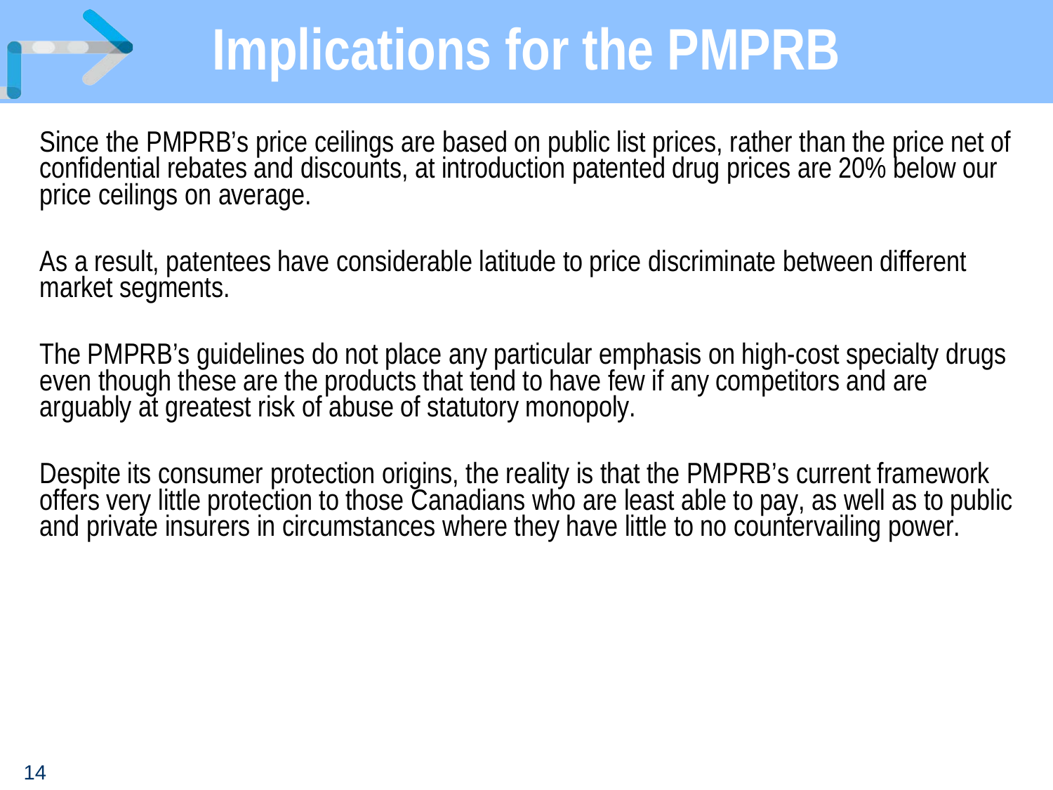# Implications for the PMPRB

Since the PMPRB's price ceilings are based on public list prices, rather than the price net of confidential rebates and discounts, at introduction patented drug prices are 20% below our price ceilings on average.

As a result, patentees have considerable latitude to price discriminate between different market segments.

The PMPRB's guidelines do not place any particular emphasis on high-cost specialty drugs even though these are the products that tend to have few if any competitors and are arguably at greatest risk of abuse of statutory monopoly.

Despite its consumer protection origins, the reality is that the PMPRB's current framework offers very little protection to those Canadians who are least able to pay, as well as to public and private insurers in circumstances where they have little to no countervailing power.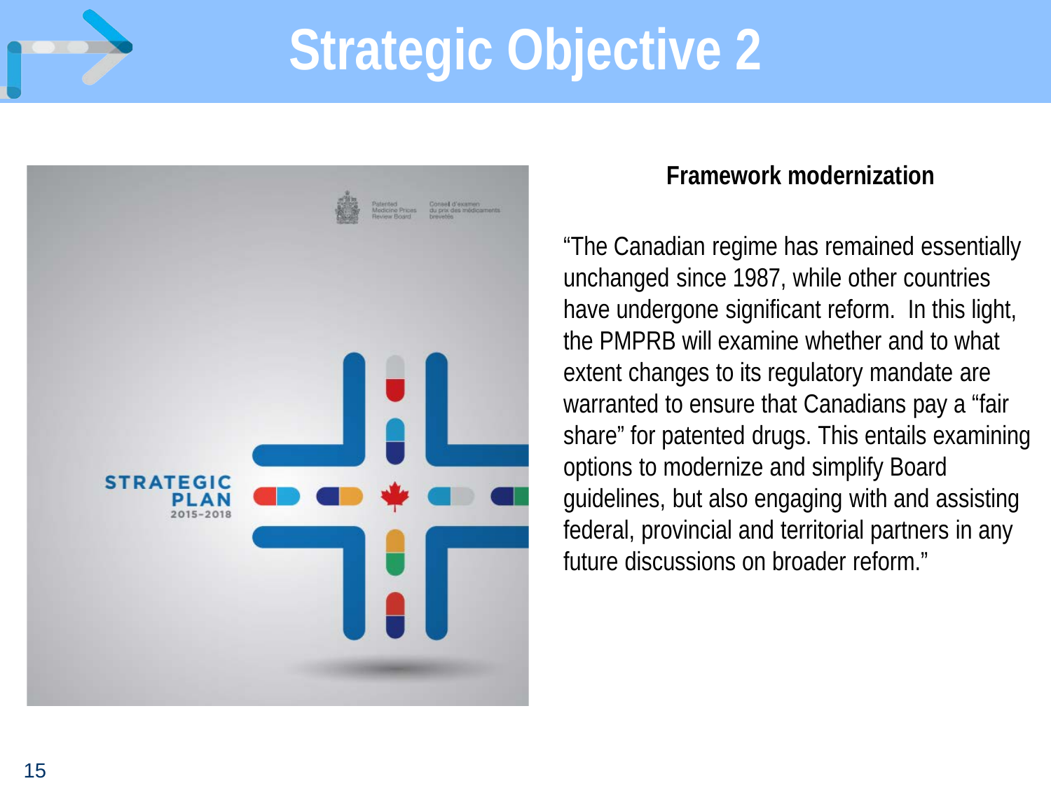# Strategic Objective 2

### Framework modernization

“The Canadian regime has remained essentially unchanged since 1987, while other countries have undergone significant reform. In this light, the PMPRB will examine whether and to what extent changes to its regulatory mandate are warranted to ensure that Canadians pay a “fair share” for patented drugs. This entails examining options to modernize and simplify Board guidelines, but also engaging with and assisting federal, provincial and territorial partners in any future discussions on broader reform.”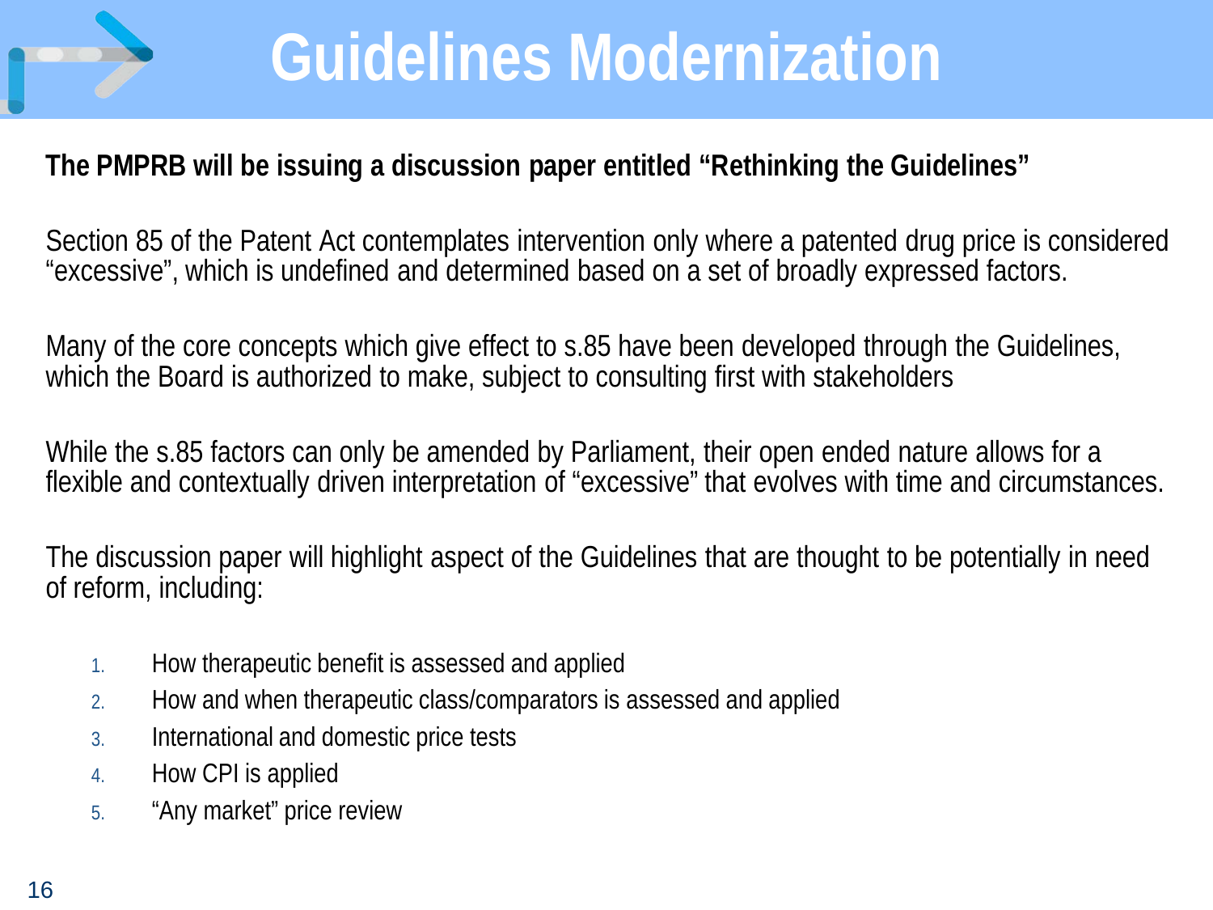# Guidelines Modernization

**The PMPRB will be issuing a discussion paper entitled "Rethinking the Guidelines"**

Section 85 of the Patent Act contemplates intervention only where a patented drug price is considered "excessive", which is undefined and determined based on a set of broadly expressed factors.

Many of the core concepts which give effect to s.85 have been developed through the Guidelines, which the Board is authorized to make, subject to consulting first with stakeholders

While the s.85 factors can only be amended by Parliament, their open ended nature allows for a flexible and contextually driven interpretation of "excessive" that evolves with time and circumstances.

The discussion paper will highlight aspect of the Guidelines that are thought to be potentially in need of reform, including:

1. How therapeutic benefit is assessed and applied
2. How and when therapeutic class/comparators is assessed and applied
3. International and domestic price tests
4. How CPI is applied
5. "Any market" price review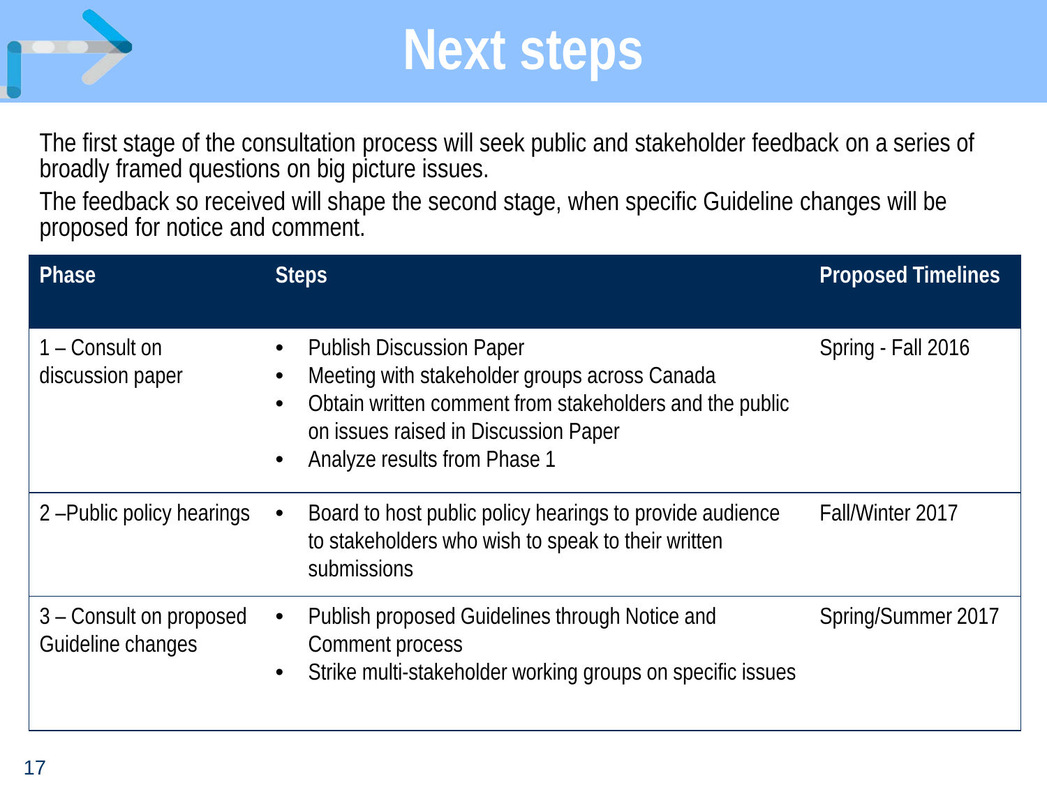# Next steps

The first stage of the consultation process will seek public and stakeholder feedback on a series of broadly framed questions on big picture issues.

The feedback so received will shape the second stage, when specific Guideline changes will be proposed for notice and comment.

| Phase | Steps | Proposed Timelines |
|---|---|---|
| 1 – Consult on discussion paper | • Publish Discussion Paper<br>• Meeting with stakeholder groups across Canada<br>• Obtain written comment from stakeholders and the public on issues raised in Discussion Paper<br>• Analyze results from Phase 1 | Spring - Fall 2016 |
| 2 –Public policy hearings | • Board to host public policy hearings to provide audience to stakeholders who wish to speak to their written submissions | Fall/Winter 2017 |
| 3 – Consult on proposed Guideline changes | • Publish proposed Guidelines through Notice and Comment process<br>• Strike multi-stakeholder working groups on specific issues | Spring/Summer 2017 |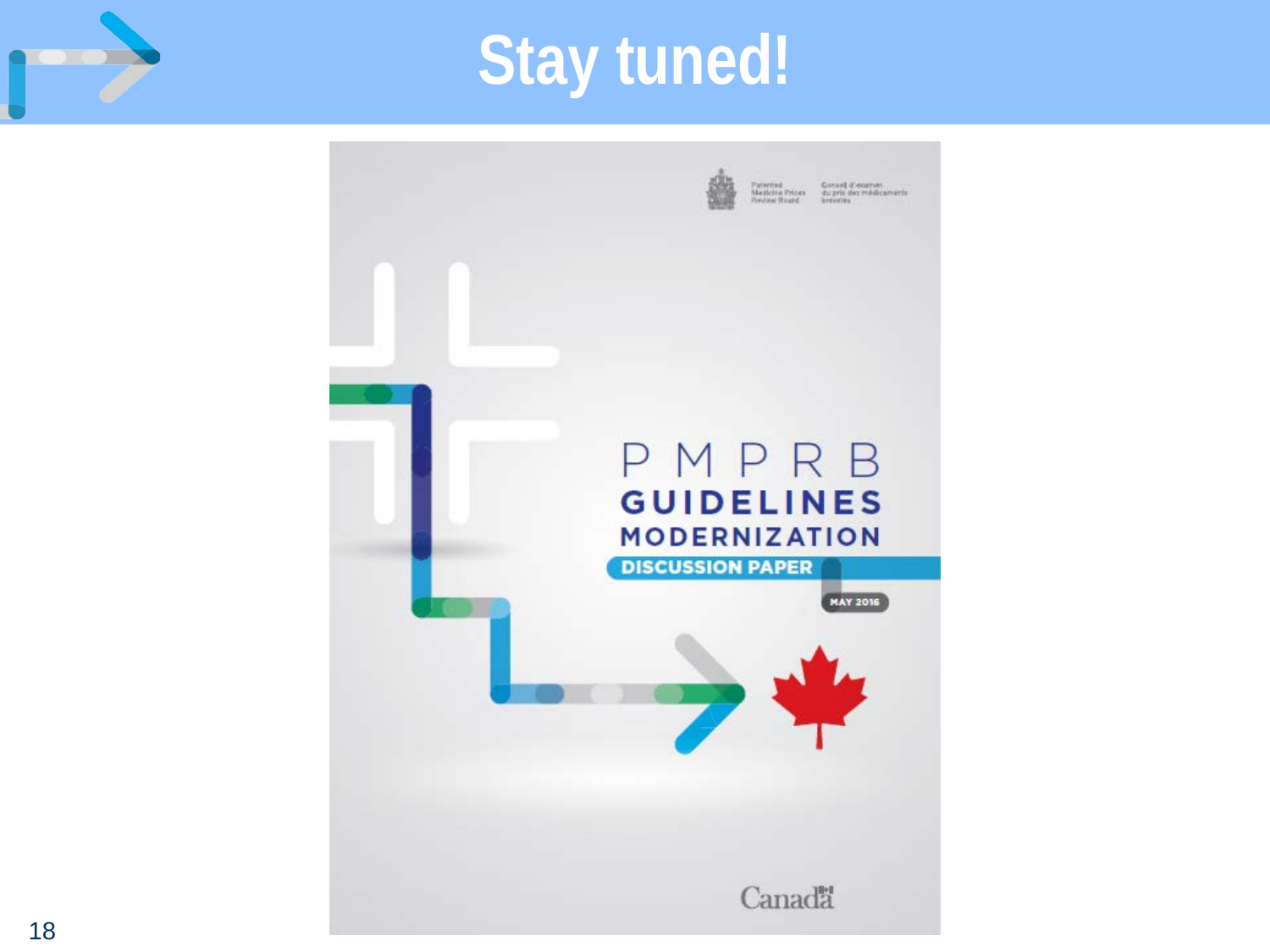# Stay tuned!

Patented Medicine Prices Review Board

Conseil d'examen du prix des médicaments brevetés

PMPRB

**GUIDELINES MODERNIZATION**

**DISCUSSION PAPER**

MAY 2016

Canada